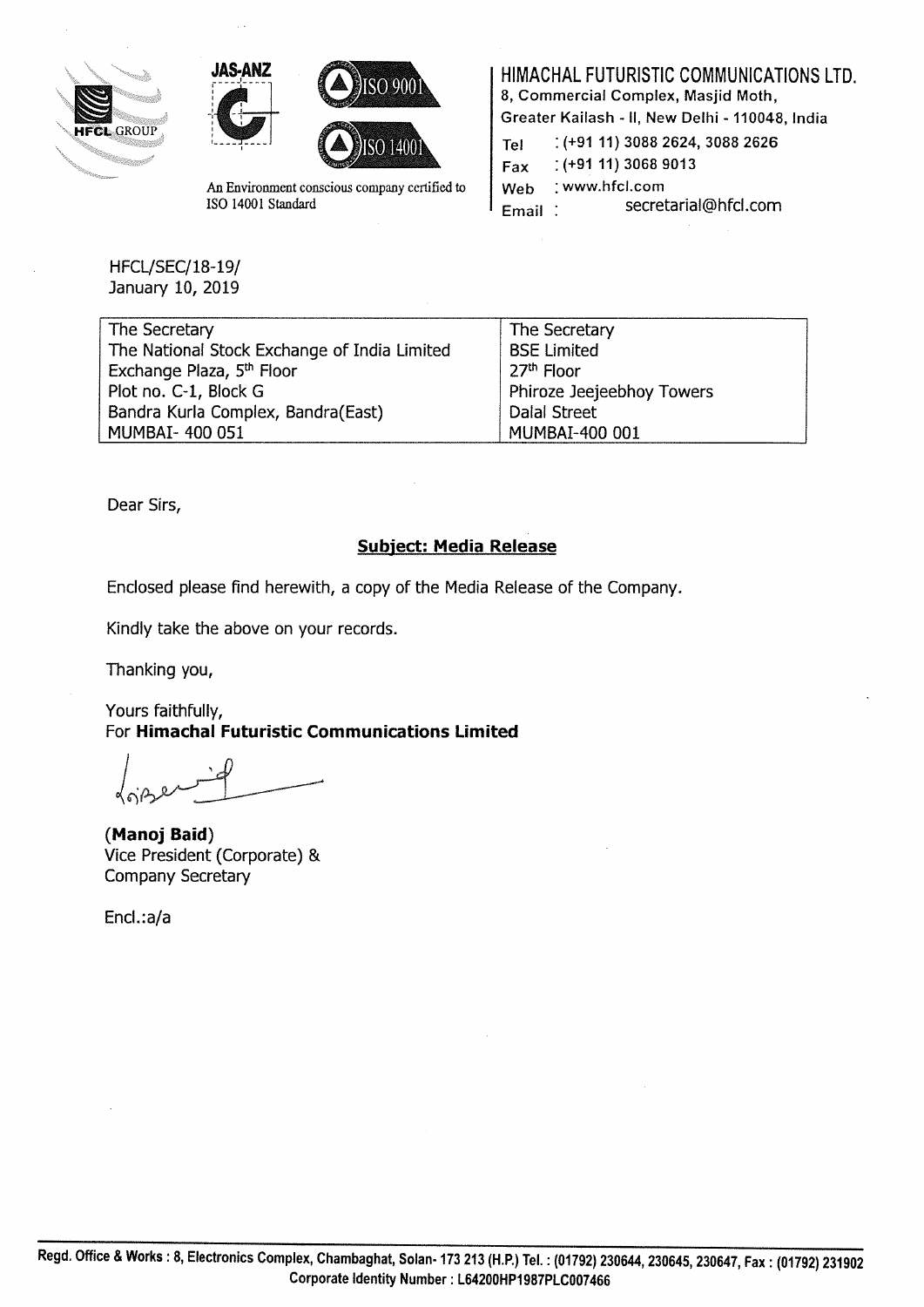JAS-ANZ

ISO 9001

ISO 14001

An Environment conscious company certified to ISO 14001 Standard

HFCL GROUP

**HIMACHAL FUTURISTIC COMMUNICATIONS LTD.**
8, Commercial Complex, Masjid Moth,
Greater Kailash - II, New Delhi - 110048, India
Tel : (+91 11) 3088 2624, 3088 2626
Fax : (+91 11) 3068 9013
Web : www.hfcl.com
Email : secretarial@hfcl.com

HFCL/SEC/18-19/
January 10, 2019

| | |
|---|---|
| The Secretary<br>The National Stock Exchange of India Limited<br>Exchange Plaza, 5th Floor<br>Plot no. C-1, Block G<br>Bandra Kurla Complex, Bandra(East)<br>MUMBAI- 400 051 | The Secretary<br>BSE Limited<br>27th Floor<br>Phiroze Jeejeebhoy Towers<br>Dalal Street<br>MUMBAI-400 001 |

Dear Sirs,

**Subject: Media Release**

Enclosed please find herewith, a copy of the Media Release of the Company.

Kindly take the above on your records.

Thanking you,

Yours faithfully,
For **Himachal Futuristic Communications Limited**

**(Manoj Baid)**
Vice President (Corporate) &
Company Secretary

Encl.:a/a

Regd. Office & Works : 8, Electronics Complex, Chambaghat, Solan- 173 213 (H.P.) Tel. : (01792) 230644, 230645, 230647, Fax : (01792) 231902
Corporate Identity Number : L64200HP1987PLC007466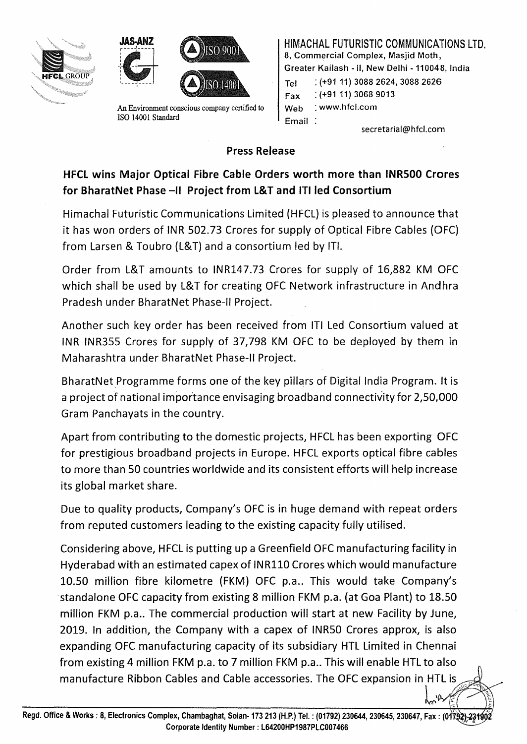HIMACHAL FUTURISTIC COMMUNICATIONS LTD.
8, Commercial Complex, Masjid Moth,
Greater Kailash - II, New Delhi - 110048, India
Tel : (+91 11) 3088 2624, 3088 2626
Fax : (+91 11) 3068 9013
Web : www.hfcl.com
Email : secretarial@hfcl.com

An Environment conscious company certified to ISO 14001 Standard

## Press Release

## HFCL wins Major Optical Fibre Cable Orders worth more than INR500 Crores for BharatNet Phase –II Project from L&T and ITI led Consortium

Himachal Futuristic Communications Limited (HFCL) is pleased to announce that it has won orders of INR 502.73 Crores for supply of Optical Fibre Cables (OFC) from Larsen & Toubro (L&T) and a consortium led by ITI.

Order from L&T amounts to INR147.73 Crores for supply of 16,882 KM OFC which shall be used by L&T for creating OFC Network infrastructure in Andhra Pradesh under BharatNet Phase-II Project.

Another such key order has been received from ITI Led Consortium valued at INR INR355 Crores for supply of 37,798 KM OFC to be deployed by them in Maharashtra under BharatNet Phase-II Project.

BharatNet Programme forms one of the key pillars of Digital India Program. It is a project of national importance envisaging broadband connectivity for 2,50,000 Gram Panchayats in the country.

Apart from contributing to the domestic projects, HFCL has been exporting OFC for prestigious broadband projects in Europe. HFCL exports optical fibre cables to more than 50 countries worldwide and its consistent efforts will help increase its global market share.

Due to quality products, Company's OFC is in huge demand with repeat orders from reputed customers leading to the existing capacity fully utilised.

Considering above, HFCL is putting up a Greenfield OFC manufacturing facility in Hyderabad with an estimated capex of INR110 Crores which would manufacture 10.50 million fibre kilometre (FKM) OFC p.a.. This would take Company's standalone OFC capacity from existing 8 million FKM p.a. (at Goa Plant) to 18.50 million FKM p.a.. The commercial production will start at new Facility by June, 2019. In addition, the Company with a capex of INR50 Crores approx, is also expanding OFC manufacturing capacity of its subsidiary HTL Limited in Chennai from existing 4 million FKM p.a. to 7 million FKM p.a.. This will enable HTL to also manufacture Ribbon Cables and Cable accessories. The OFC expansion in HTL is

Regd. Office & Works : 8, Electronics Complex, Chambaghat, Solan- 173 213 (H.P.) Tel. : (01792) 230644, 230645, 230647, Fax : (01792) 231902
Corporate Identity Number : L64200HP1987PLC007466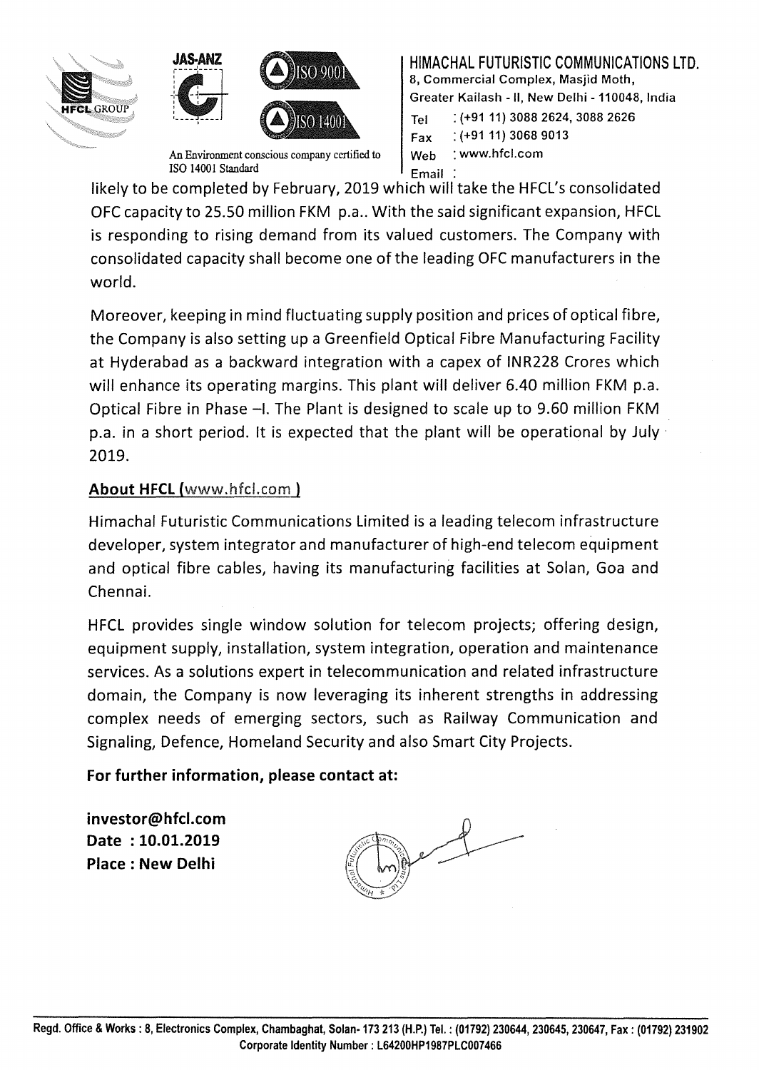likely to be completed by February, 2019 which will take the HFCL's consolidated OFC capacity to 25.50 million FKM p.a.. With the said significant expansion, HFCL is responding to rising demand from its valued customers. The Company with consolidated capacity shall become one of the leading OFC manufacturers in the world.

Moreover, keeping in mind fluctuating supply position and prices of optical fibre, the Company is also setting up a Greenfield Optical Fibre Manufacturing Facility at Hyderabad as a backward integration with a capex of INR228 Crores which will enhance its operating margins. This plant will deliver 6.40 million FKM p.a. Optical Fibre in Phase –I. The Plant is designed to scale up to 9.60 million FKM p.a. in a short period. It is expected that the plant will be operational by July 2019.

## About HFCL (www.hfcl.com )

Himachal Futuristic Communications Limited is a leading telecom infrastructure developer, system integrator and manufacturer of high-end telecom equipment and optical fibre cables, having its manufacturing facilities at Solan, Goa and Chennai.

HFCL provides single window solution for telecom projects; offering design, equipment supply, installation, system integration, operation and maintenance services. As a solutions expert in telecommunication and related infrastructure domain, the Company is now leveraging its inherent strengths in addressing complex needs of emerging sectors, such as Railway Communication and Signaling, Defence, Homeland Security and also Smart City Projects.

**For further information, please contact at:**

**investor@hfcl.com**
**Date : 10.01.2019**
**Place : New Delhi**